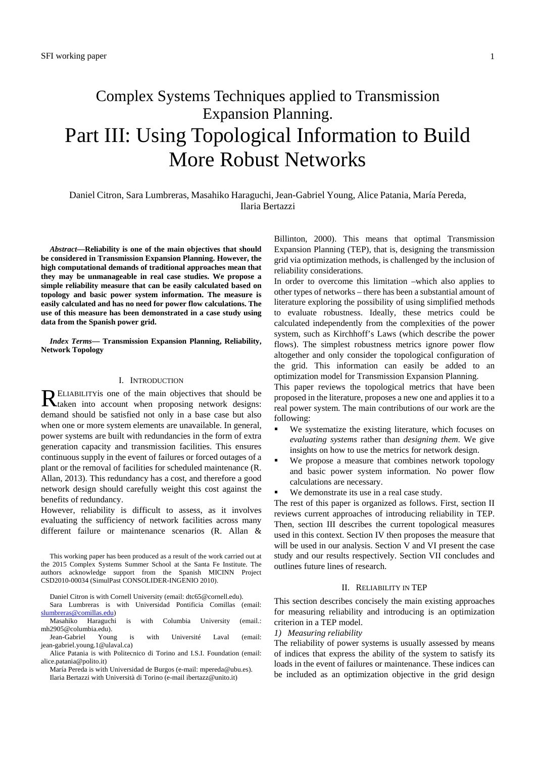# Complex Systems Techniques applied to Transmission Expansion Planning.

# Part III: Using Topological Information to Build More Robust Networks

Daniel Citron, Sara Lumbreras, Masahiko Haraguchi, Jean-Gabriel Young, Alice Patania, María Pereda, Ilaria Bertazzi

***Abstract*—Reliability is one of the main objectives that should be considered in Transmission Expansion Planning. However, the high computational demands of traditional approaches mean that they may be unmanageable in real case studies. We propose a simple reliability measure that can be easily calculated based on topology and basic power system information. The measure is easily calculated and has no need for power flow calculations. The use of this measure has been demonstrated in a case study using data from the Spanish power grid.**

***Index Terms*— Transmission Expansion Planning, Reliability, Network Topology**

## I. Introduction

RELIABILITYis one of the main objectives that should be taken into account when proposing network designs: demand should be satisfied not only in a base case but also when one or more system elements are unavailable. In general, power systems are built with redundancies in the form of extra generation capacity and transmission facilities. This ensures continuous supply in the event of failures or forced outages of a plant or the removal of facilities for scheduled maintenance (R. Allan, 2013). This redundancy has a cost, and therefore a good network design should carefully weight this cost against the benefits of redundancy.

However, reliability is difficult to assess, as it involves evaluating the sufficiency of network facilities across many different failure or maintenance scenarios (R. Allan & Billinton, 2000). This means that optimal Transmission Expansion Planning (TEP), that is, designing the transmission grid via optimization methods, is challenged by the inclusion of reliability considerations.

In order to overcome this limitation –which also applies to other types of networks – there has been a substantial amount of literature exploring the possibility of using simplified methods to evaluate robustness. Ideally, these metrics could be calculated independently from the complexities of the power system, such as Kirchhoff's Laws (which describe the power flows). The simplest robustness metrics ignore power flow altogether and only consider the topological configuration of the grid. This information can easily be added to an optimization model for Transmission Expansion Planning.

This paper reviews the topological metrics that have been proposed in the literature, proposes a new one and applies it to a real power system. The main contributions of our work are the following:

- We systematize the existing literature, which focuses on *evaluating systems* rather than *designing them*. We give insights on how to use the metrics for network design.
- We propose a measure that combines network topology and basic power system information. No power flow calculations are necessary.
- We demonstrate its use in a real case study.

The rest of this paper is organized as follows. First, section II reviews current approaches of introducing reliability in TEP. Then, section III describes the current topological measures used in this context. Section IV then proposes the measure that will be used in our analysis. Section V and VI present the case study and our results respectively. Section VII concludes and outlines future lines of research.

## II. Reliability in TEP

This section describes concisely the main existing approaches for measuring reliability and introducing is an optimization criterion in a TEP model.

### *1) Measuring reliability*

The reliability of power systems is usually assessed by means of indices that express the ability of the system to satisfy its loads in the event of failures or maintenance. These indices can be included as an optimization objective in the grid design

This working paper has been produced as a result of the work carried out at the 2015 Complex Systems Summer School at the Santa Fe Institute. The authors acknowledge support from the Spanish MICINN Project CSD2010-00034 (SimulPast CONSOLIDER-INGENIO 2010).

Daniel Citron is with Cornell University (email: dtc65@cornell.edu).

Sara Lumbreras is with Universidad Pontificia Comillas (email: slumbreras@comillas.edu)

Masahiko Haraguchi is with Columbia University (email.: mh2905@columbia.edu).

Jean-Gabriel Young is with Université Laval (email: jean-gabriel.young.1@ulaval.ca)

Alice Patania is with Politecnico di Torino and I.S.I. Foundation (email: alice.patania@polito.it)

María Pereda is with Universidad de Burgos (e-mail: mpereda@ubu.es).

Ilaria Bertazzi with Università di Torino (e-mail ibertazz@unito.it)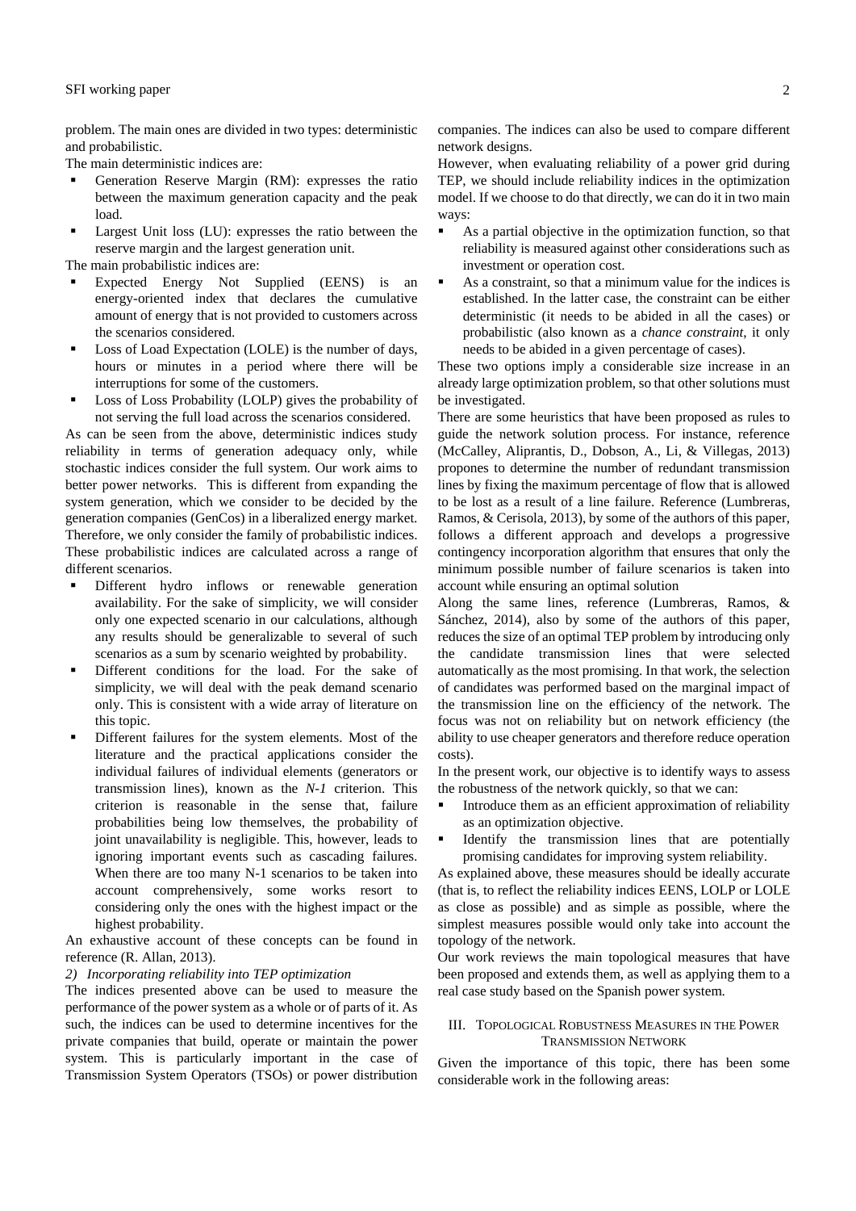problem. The main ones are divided in two types: deterministic and probabilistic.

The main deterministic indices are:

- Generation Reserve Margin (RM): expresses the ratio between the maximum generation capacity and the peak load.
- Largest Unit loss (LU): expresses the ratio between the reserve margin and the largest generation unit.

The main probabilistic indices are:

- Expected Energy Not Supplied (EENS) is an energy-oriented index that declares the cumulative amount of energy that is not provided to customers across the scenarios considered.
- Loss of Load Expectation (LOLE) is the number of days, hours or minutes in a period where there will be interruptions for some of the customers.
- Loss of Loss Probability (LOLP) gives the probability of not serving the full load across the scenarios considered.

As can be seen from the above, deterministic indices study reliability in terms of generation adequacy only, while stochastic indices consider the full system. Our work aims to better power networks. This is different from expanding the system generation, which we consider to be decided by the generation companies (GenCos) in a liberalized energy market. Therefore, we only consider the family of probabilistic indices. These probabilistic indices are calculated across a range of different scenarios.

- Different hydro inflows or renewable generation availability. For the sake of simplicity, we will consider only one expected scenario in our calculations, although any results should be generalizable to several of such scenarios as a sum by scenario weighted by probability.
- Different conditions for the load. For the sake of simplicity, we will deal with the peak demand scenario only. This is consistent with a wide array of literature on this topic.
- Different failures for the system elements. Most of the literature and the practical applications consider the individual failures of individual elements (generators or transmission lines), known as the *N-1* criterion. This criterion is reasonable in the sense that, failure probabilities being low themselves, the probability of joint unavailability is negligible. This, however, leads to ignoring important events such as cascading failures. When there are too many N-1 scenarios to be taken into account comprehensively, some works resort to considering only the ones with the highest impact or the highest probability.

An exhaustive account of these concepts can be found in reference (R. Allan, 2013).

*2) Incorporating reliability into TEP optimization*

The indices presented above can be used to measure the performance of the power system as a whole or of parts of it. As such, the indices can be used to determine incentives for the private companies that build, operate or maintain the power system. This is particularly important in the case of Transmission System Operators (TSOs) or power distribution companies. The indices can also be used to compare different network designs.

However, when evaluating reliability of a power grid during TEP, we should include reliability indices in the optimization model. If we choose to do that directly, we can do it in two main ways:

- As a partial objective in the optimization function, so that reliability is measured against other considerations such as investment or operation cost.
- As a constraint, so that a minimum value for the indices is established. In the latter case, the constraint can be either deterministic (it needs to be abided in all the cases) or probabilistic (also known as a *chance constraint*, it only needs to be abided in a given percentage of cases).

These two options imply a considerable size increase in an already large optimization problem, so that other solutions must be investigated.

There are some heuristics that have been proposed as rules to guide the network solution process. For instance, reference (McCalley, Aliprantis, D., Dobson, A., Li, & Villegas, 2013) propones to determine the number of redundant transmission lines by fixing the maximum percentage of flow that is allowed to be lost as a result of a line failure. Reference (Lumbreras, Ramos, & Cerisola, 2013), by some of the authors of this paper, follows a different approach and develops a progressive contingency incorporation algorithm that ensures that only the minimum possible number of failure scenarios is taken into account while ensuring an optimal solution

Along the same lines, reference (Lumbreras, Ramos, & Sánchez, 2014), also by some of the authors of this paper, reduces the size of an optimal TEP problem by introducing only the candidate transmission lines that were selected automatically as the most promising. In that work, the selection of candidates was performed based on the marginal impact of the transmission line on the efficiency of the network. The focus was not on reliability but on network efficiency (the ability to use cheaper generators and therefore reduce operation costs).

In the present work, our objective is to identify ways to assess the robustness of the network quickly, so that we can:

- Introduce them as an efficient approximation of reliability as an optimization objective.
- Identify the transmission lines that are potentially promising candidates for improving system reliability.

As explained above, these measures should be ideally accurate (that is, to reflect the reliability indices EENS, LOLP or LOLE as close as possible) and as simple as possible, where the simplest measures possible would only take into account the topology of the network.

Our work reviews the main topological measures that have been proposed and extends them, as well as applying them to a real case study based on the Spanish power system.

## III. Topological Robustness Measures in the Power Transmission Network

Given the importance of this topic, there has been some considerable work in the following areas: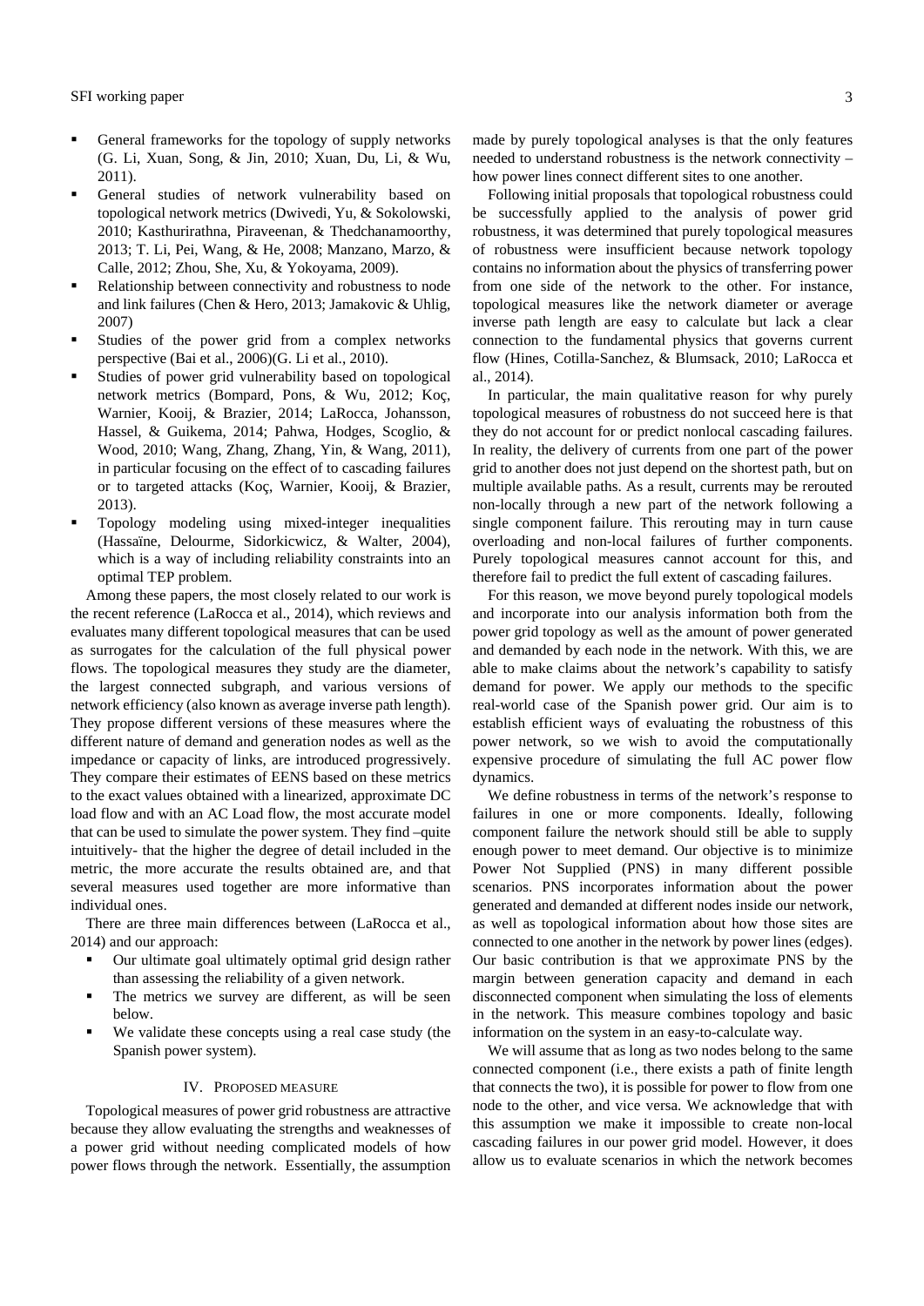- General frameworks for the topology of supply networks (G. Li, Xuan, Song, & Jin, 2010; Xuan, Du, Li, & Wu, 2011).
- General studies of network vulnerability based on topological network metrics (Dwivedi, Yu, & Sokolowski, 2010; Kasthurirathna, Piraveenan, & Thedchanamoorthy, 2013; T. Li, Pei, Wang, & He, 2008; Manzano, Marzo, & Calle, 2012; Zhou, She, Xu, & Yokoyama, 2009).
- Relationship between connectivity and robustness to node and link failures (Chen & Hero, 2013; Jamakovic & Uhlig, 2007)
- Studies of the power grid from a complex networks perspective (Bai et al., 2006)(G. Li et al., 2010).
- Studies of power grid vulnerability based on topological network metrics (Bompard, Pons, & Wu, 2012; Koç, Warnier, Kooij, & Brazier, 2014; LaRocca, Johansson, Hassel, & Guikema, 2014; Pahwa, Hodges, Scoglio, & Wood, 2010; Wang, Zhang, Zhang, Yin, & Wang, 2011), in particular focusing on the effect of to cascading failures or to targeted attacks (Koç, Warnier, Kooij, & Brazier, 2013).
- Topology modeling using mixed-integer inequalities (Hassaïne, Delourme, Sidorkicwicz, & Walter, 2004), which is a way of including reliability constraints into an optimal TEP problem.

Among these papers, the most closely related to our work is the recent reference (LaRocca et al., 2014), which reviews and evaluates many different topological measures that can be used as surrogates for the calculation of the full physical power flows. The topological measures they study are the diameter, the largest connected subgraph, and various versions of network efficiency (also known as average inverse path length). They propose different versions of these measures where the different nature of demand and generation nodes as well as the impedance or capacity of links, are introduced progressively. They compare their estimates of EENS based on these metrics to the exact values obtained with a linearized, approximate DC load flow and with an AC Load flow, the most accurate model that can be used to simulate the power system. They find –quite intuitively- that the higher the degree of detail included in the metric, the more accurate the results obtained are, and that several measures used together are more informative than individual ones.

There are three main differences between (LaRocca et al., 2014) and our approach:

- Our ultimate goal ultimately optimal grid design rather than assessing the reliability of a given network.
- The metrics we survey are different, as will be seen below.
- We validate these concepts using a real case study (the Spanish power system).

## IV. Proposed measure

Topological measures of power grid robustness are attractive because they allow evaluating the strengths and weaknesses of a power grid without needing complicated models of how power flows through the network. Essentially, the assumption made by purely topological analyses is that the only features needed to understand robustness is the network connectivity – how power lines connect different sites to one another.

Following initial proposals that topological robustness could be successfully applied to the analysis of power grid robustness, it was determined that purely topological measures of robustness were insufficient because network topology contains no information about the physics of transferring power from one side of the network to the other. For instance, topological measures like the network diameter or average inverse path length are easy to calculate but lack a clear connection to the fundamental physics that governs current flow (Hines, Cotilla-Sanchez, & Blumsack, 2010; LaRocca et al., 2014).

In particular, the main qualitative reason for why purely topological measures of robustness do not succeed here is that they do not account for or predict nonlocal cascading failures. In reality, the delivery of currents from one part of the power grid to another does not just depend on the shortest path, but on multiple available paths. As a result, currents may be rerouted non-locally through a new part of the network following a single component failure. This rerouting may in turn cause overloading and non-local failures of further components. Purely topological measures cannot account for this, and therefore fail to predict the full extent of cascading failures.

For this reason, we move beyond purely topological models and incorporate into our analysis information both from the power grid topology as well as the amount of power generated and demanded by each node in the network. With this, we are able to make claims about the network's capability to satisfy demand for power. We apply our methods to the specific real-world case of the Spanish power grid. Our aim is to establish efficient ways of evaluating the robustness of this power network, so we wish to avoid the computationally expensive procedure of simulating the full AC power flow dynamics.

We define robustness in terms of the network's response to failures in one or more components. Ideally, following component failure the network should still be able to supply enough power to meet demand. Our objective is to minimize Power Not Supplied (PNS) in many different possible scenarios. PNS incorporates information about the power generated and demanded at different nodes inside our network, as well as topological information about how those sites are connected to one another in the network by power lines (edges). Our basic contribution is that we approximate PNS by the margin between generation capacity and demand in each disconnected component when simulating the loss of elements in the network. This measure combines topology and basic information on the system in an easy-to-calculate way.

We will assume that as long as two nodes belong to the same connected component (i.e., there exists a path of finite length that connects the two), it is possible for power to flow from one node to the other, and vice versa. We acknowledge that with this assumption we make it impossible to create non-local cascading failures in our power grid model. However, it does allow us to evaluate scenarios in which the network becomes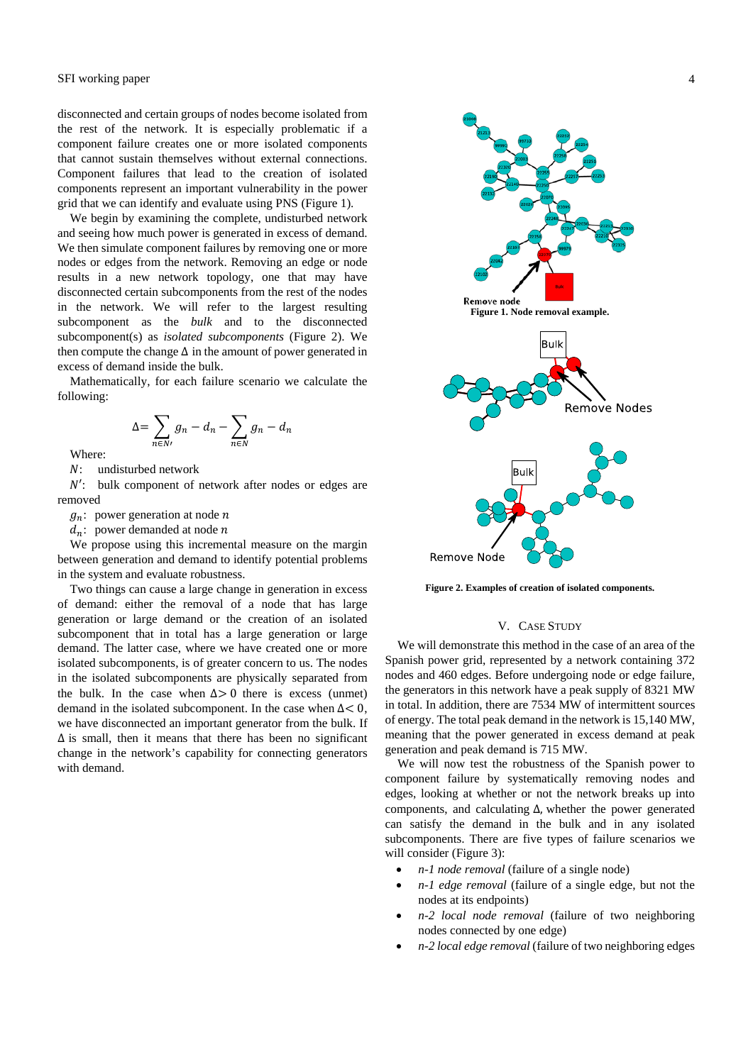disconnected and certain groups of nodes become isolated from the rest of the network. It is especially problematic if a component failure creates one or more isolated components that cannot sustain themselves without external connections. Component failures that lead to the creation of isolated components represent an important vulnerability in the power grid that we can identify and evaluate using PNS (Figure 1).

We begin by examining the complete, undisturbed network and seeing how much power is generated in excess of demand. We then simulate component failures by removing one or more nodes or edges from the network. Removing an edge or node results in a new network topology, one that may have disconnected certain subcomponents from the rest of the nodes in the network. We will refer to the largest resulting subcomponent as the *bulk* and to the disconnected subcomponent(s) as *isolated subcomponents* (Figure 2). We then compute the change Δ in the amount of power generated in excess of demand inside the bulk.

Mathematically, for each failure scenario we calculate the following:

$$\Delta = \sum_{n \in N'} g_n - d_n - \sum_{n \in N} g_n - d_n$$

Where:

$N$: undisturbed network

$N'$: bulk component of network after nodes or edges are removed

$g_n$: power generation at node $n$

$d_n$: power demanded at node $n$

We propose using this incremental measure on the margin between generation and demand to identify potential problems in the system and evaluate robustness.

Two things can cause a large change in generation in excess of demand: either the removal of a node that has large generation or large demand or the creation of an isolated subcomponent that in total has a large generation or large demand. The latter case, where we have created one or more isolated subcomponents, is of greater concern to us. The nodes in the isolated subcomponents are physically separated from the bulk. In the case when $\Delta > 0$ there is excess (unmet) demand in the isolated subcomponent. In the case when $\Delta < 0$, we have disconnected an important generator from the bulk. If Δ is small, then it means that there has been no significant change in the network's capability for connecting generators with demand.

Remove node

**Figure 1. Node removal example.**

Bulk

Remove Nodes

Bulk

Remove Node

**Figure 2. Examples of creation of isolated components.**

## V. Case Study

We will demonstrate this method in the case of an area of the Spanish power grid, represented by a network containing 372 nodes and 460 edges. Before undergoing node or edge failure, the generators in this network have a peak supply of 8321 MW in total. In addition, there are 7534 MW of intermittent sources of energy. The total peak demand in the network is 15,140 MW, meaning that the power generated in excess demand at peak generation and peak demand is 715 MW.

We will now test the robustness of the Spanish power to component failure by systematically removing nodes and edges, looking at whether or not the network breaks up into components, and calculating Δ, whether the power generated can satisfy the demand in the bulk and in any isolated subcomponents. There are five types of failure scenarios we will consider (Figure 3):

- *n-1 node removal* (failure of a single node)
- *n-1 edge removal* (failure of a single edge, but not the nodes at its endpoints)
- *n-2 local node removal* (failure of two neighboring nodes connected by one edge)
- *n-2 local edge removal* (failure of two neighboring edges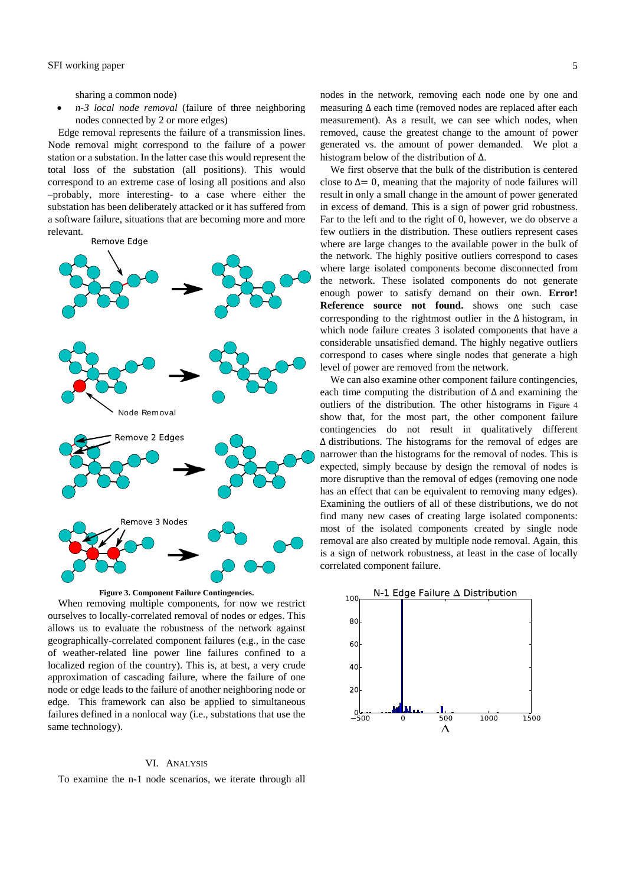sharing a common node)

- *n-3 local node removal* (failure of three neighboring nodes connected by 2 or more edges)

Edge removal represents the failure of a transmission lines. Node removal might correspond to the failure of a power station or a substation. In the latter case this would represent the total loss of the substation (all positions). This would correspond to an extreme case of losing all positions and also –probably, more interesting- to a case where either the substation has been deliberately attacked or it has suffered from a software failure, situations that are becoming more and more relevant.

Remove Edge

Node Removal

Remove 2 Edges

Remove 3 Nodes

**Figure 3. Component Failure Contingencies.**

When removing multiple components, for now we restrict ourselves to locally-correlated removal of nodes or edges. This allows us to evaluate the robustness of the network against geographically-correlated component failures (e.g., in the case of weather-related line power line failures confined to a localized region of the country). This is, at best, a very crude approximation of cascading failure, where the failure of one node or edge leads to the failure of another neighboring node or edge. This framework can also be applied to simultaneous failures defined in a nonlocal way (i.e., substations that use the same technology).

## VI. ANALYSIS

To examine the n-1 node scenarios, we iterate through all nodes in the network, removing each node one by one and measuring $\Delta$ each time (removed nodes are replaced after each measurement). As a result, we can see which nodes, when removed, cause the greatest change to the amount of power generated vs. the amount of power demanded. We plot a histogram below of the distribution of $\Delta$.

We first observe that the bulk of the distribution is centered close to $\Delta = 0$, meaning that the majority of node failures will result in only a small change in the amount of power generated in excess of demand. This is a sign of power grid robustness. Far to the left and to the right of 0, however, we do observe a few outliers in the distribution. These outliers represent cases where are large changes to the available power in the bulk of the network. The highly positive outliers correspond to cases where large isolated components become disconnected from the network. These isolated components do not generate enough power to satisfy demand on their own. **Error! Reference source not found.** shows one such case corresponding to the rightmost outlier in the $\Delta$ histogram, in which node failure creates 3 isolated components that have a considerable unsatisfied demand. The highly negative outliers correspond to cases where single nodes that generate a high level of power are removed from the network.

We can also examine other component failure contingencies, each time computing the distribution of $\Delta$ and examining the outliers of the distribution. The other histograms in Figure 4 show that, for the most part, the other component failure contingencies do not result in qualitatively different $\Delta$ distributions. The histograms for the removal of edges are narrower than the histograms for the removal of nodes. This is expected, simply because by design the removal of nodes is more disruptive than the removal of edges (removing one node has an effect that can be equivalent to removing many edges). Examining the outliers of all of these distributions, we do not find many new cases of creating large isolated components: most of the isolated components created by single node removal are also created by multiple node removal. Again, this is a sign of network robustness, at least in the case of locally correlated component failure.

N-1 Edge Failure $\Delta$ Distribution

100
80
60
40
20
0
−500
0
500
1000
1500
$\Lambda$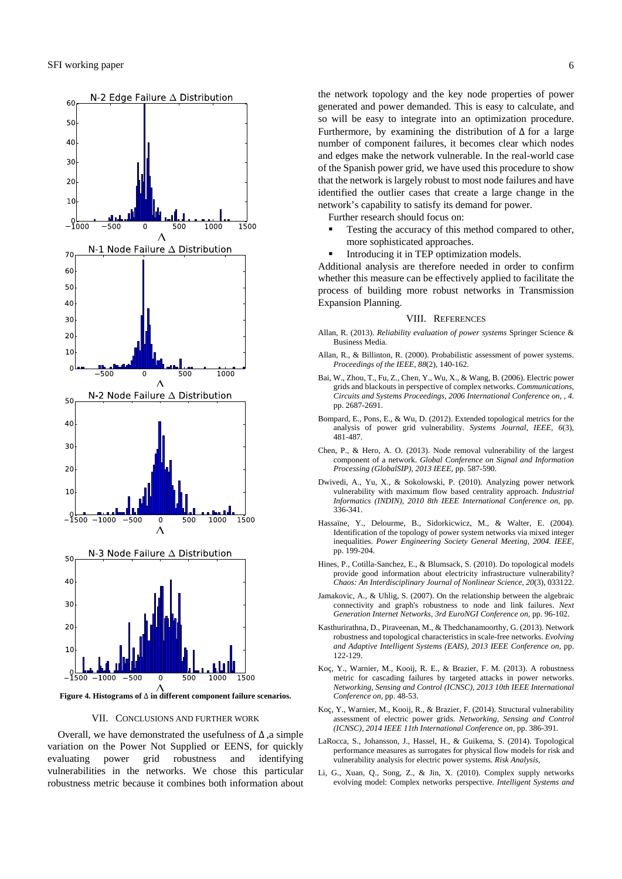N-2 Edge Failure Δ Distribution

60
50
40
30
20
10
0
−1000 −500 0 500 1000 1500
Δ

N-1 Node Failure Δ Distribution

70
60
50
40
30
20
10
0
−500 0 500 1000
Δ

N-2 Node Failure Δ Distribution

50
40
30
20
10
0
−1500 −1000 −500 0 500 1000 1500
Δ

N-3 Node Failure Δ Distribution

50
40
30
20
10
0
−1500 −1000 −500 0 500 1000 1500
Δ

**Figure 4. Histograms of Δ in different component failure scenarios.**

## VII. Conclusions and Further Work

Overall, we have demonstrated the usefulness of Δ ,a simple variation on the Power Not Supplied or EENS, for quickly evaluating power grid robustness and identifying vulnerabilities in the networks. We chose this particular robustness metric because it combines both information about the network topology and the key node properties of power generated and power demanded. This is easy to calculate, and so will be easy to integrate into an optimization procedure. Furthermore, by examining the distribution of Δ for a large number of component failures, it becomes clear which nodes and edges make the network vulnerable. In the real-world case of the Spanish power grid, we have used this procedure to show that the network is largely robust to most node failures and have identified the outlier cases that create a large change in the network's capability to satisfy its demand for power.

Further research should focus on:

- Testing the accuracy of this method compared to other, more sophisticated approaches.
- Introducing it in TEP optimization models.

Additional analysis are therefore needed in order to confirm whether this measure can be effectively applied to facilitate the process of building more robust networks in Transmission Expansion Planning.

## VIII. References

Allan, R. (2013). *Reliability evaluation of power systems* Springer Science & Business Media.

Allan, R., & Billinton, R. (2000). Probabilistic assessment of power systems. *Proceedings of the IEEE, 88*(2), 140-162.

Bai, W., Zhou, T., Fu, Z., Chen, Y., Wu, X., & Wang, B. (2006). Electric power grids and blackouts in perspective of complex networks. *Communications, Circuits and Systems Proceedings, 2006 International Conference on, , 4.* pp. 2687-2691.

Bompard, E., Pons, E., & Wu, D. (2012). Extended topological metrics for the analysis of power grid vulnerability. *Systems Journal, IEEE, 6*(3), 481-487.

Chen, P., & Hero, A. O. (2013). Node removal vulnerability of the largest component of a network. *Global Conference on Signal and Information Processing (GlobalSIP), 2013 IEEE,* pp. 587-590.

Dwivedi, A., Yu, X., & Sokolowski, P. (2010). Analyzing power network vulnerability with maximum flow based centrality approach. *Industrial Informatics (INDIN), 2010 8th IEEE International Conference on,* pp. 336-341.

Hassaïne, Y., Delourme, B., Sidorkicwicz, M., & Walter, E. (2004). Identification of the topology of power system networks via mixed integer inequalities. *Power Engineering Society General Meeting, 2004. IEEE,* pp. 199-204.

Hines, P., Cotilla-Sanchez, E., & Blumsack, S. (2010). Do topological models provide good information about electricity infrastructure vulnerability? *Chaos: An Interdisciplinary Journal of Nonlinear Science, 20*(3), 033122.

Jamakovic, A., & Uhlig, S. (2007). On the relationship between the algebraic connectivity and graph's robustness to node and link failures. *Next Generation Internet Networks, 3rd EuroNGI Conference on,* pp. 96-102.

Kasthurirathna, D., Piraveenan, M., & Thedchanamoorthy, G. (2013). Network robustness and topological characteristics in scale-free networks. *Evolving and Adaptive Intelligent Systems (EAIS), 2013 IEEE Conference on,* pp. 122-129.

Koç, Y., Warnier, M., Kooij, R. E., & Brazier, F. M. (2013). A robustness metric for cascading failures by targeted attacks in power networks. *Networking, Sensing and Control (ICNSC), 2013 10th IEEE International Conference on,* pp. 48-53.

Koç, Y., Warnier, M., Kooij, R., & Brazier, F. (2014). Structural vulnerability assessment of electric power grids. *Networking, Sensing and Control (ICNSC), 2014 IEEE 11th International Conference on,* pp. 386-391.

LaRocca, S., Johansson, J., Hassel, H., & Guikema, S. (2014). Topological performance measures as surrogates for physical flow models for risk and vulnerability analysis for electric power systems. *Risk Analysis,*

Li, G., Xuan, Q., Song, Z., & Jin, X. (2010). Complex supply networks evolving model: Complex networks perspective. *Intelligent Systems and*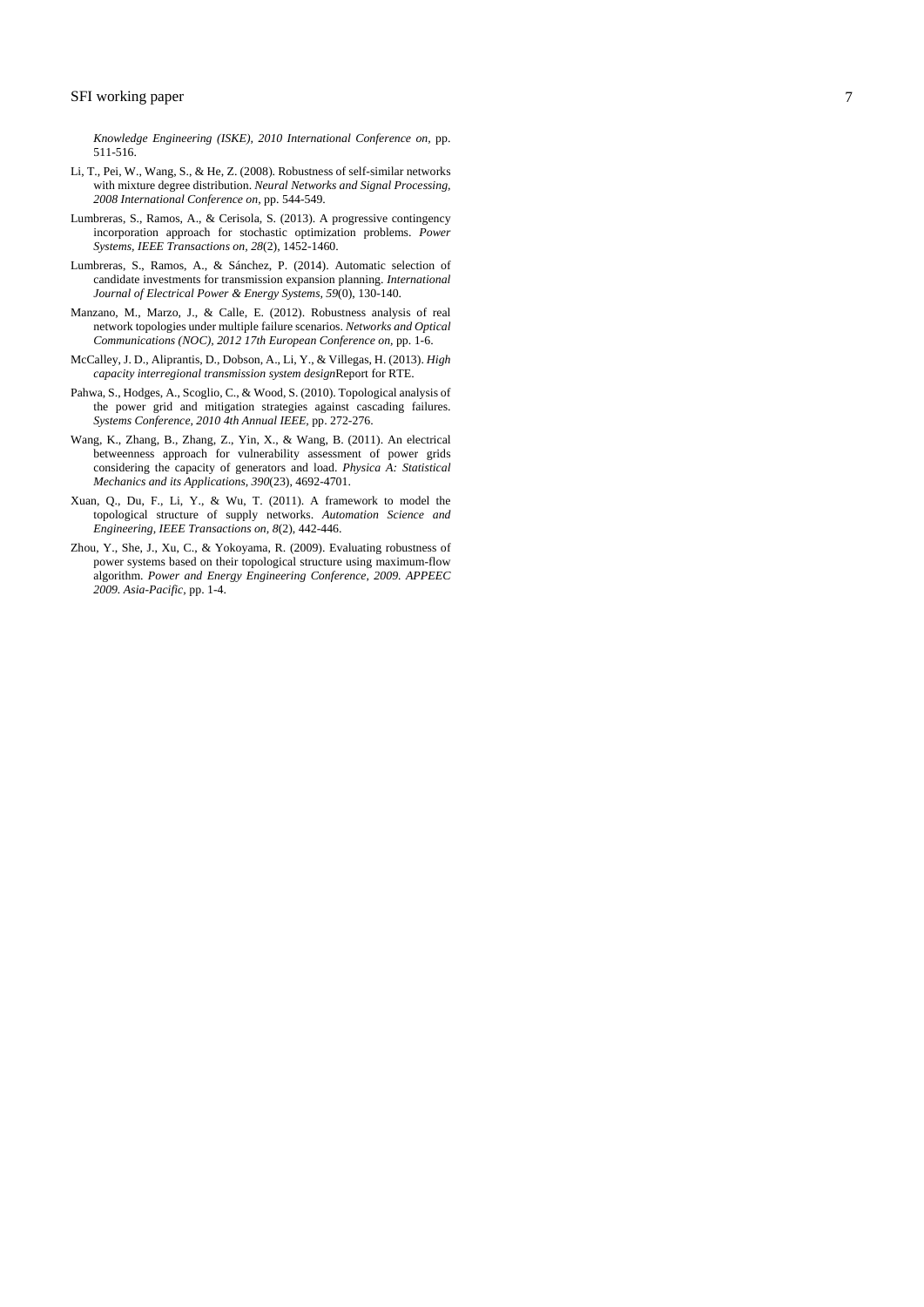*Knowledge Engineering (ISKE), 2010 International Conference on*, pp. 511-516.

Li, T., Pei, W., Wang, S., & He, Z. (2008). Robustness of self-similar networks with mixture degree distribution. *Neural Networks and Signal Processing, 2008 International Conference on*, pp. 544-549.

Lumbreras, S., Ramos, A., & Cerisola, S. (2013). A progressive contingency incorporation approach for stochastic optimization problems. *Power Systems, IEEE Transactions on*, *28*(2), 1452-1460.

Lumbreras, S., Ramos, A., & Sánchez, P. (2014). Automatic selection of candidate investments for transmission expansion planning. *International Journal of Electrical Power & Energy Systems*, *59*(0), 130-140.

Manzano, M., Marzo, J., & Calle, E. (2012). Robustness analysis of real network topologies under multiple failure scenarios. *Networks and Optical Communications (NOC), 2012 17th European Conference on*, pp. 1-6.

McCalley, J. D., Aliprantis, D., Dobson, A., Li, Y., & Villegas, H. (2013). *High capacity interregional transmission system design*Report for RTE.

Pahwa, S., Hodges, A., Scoglio, C., & Wood, S. (2010). Topological analysis of the power grid and mitigation strategies against cascading failures. *Systems Conference, 2010 4th Annual IEEE*, pp. 272-276.

Wang, K., Zhang, B., Zhang, Z., Yin, X., & Wang, B. (2011). An electrical betweenness approach for vulnerability assessment of power grids considering the capacity of generators and load. *Physica A: Statistical Mechanics and its Applications*, *390*(23), 4692-4701.

Xuan, Q., Du, F., Li, Y., & Wu, T. (2011). A framework to model the topological structure of supply networks. *Automation Science and Engineering, IEEE Transactions on*, *8*(2), 442-446.

Zhou, Y., She, J., Xu, C., & Yokoyama, R. (2009). Evaluating robustness of power systems based on their topological structure using maximum-flow algorithm. *Power and Energy Engineering Conference, 2009. APPEEC 2009. Asia-Pacific*, pp. 1-4.